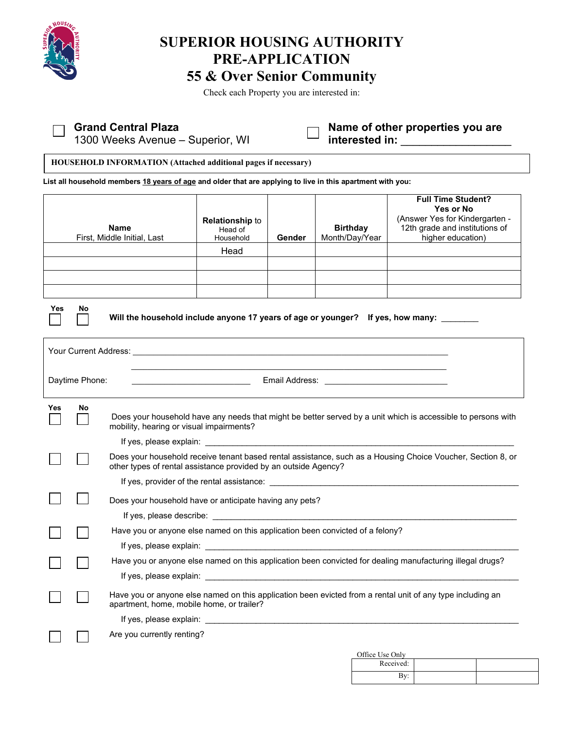# SUPERIOR HOUSING AUTHORITY
# PRE-APPLICATION
# 55 & Over Senior Community

Check each Property you are interested in:

☐ **Grand Central Plaza**
1300 Weeks Avenue – Superior, WI

☐ **Name of other properties you are interested in:** ___________________

**HOUSEHOLD INFORMATION (Attached additional pages if necessary)**

**List all household members 18 years of age and older that are applying to live in this apartment with you:**

| **Name** First, Middle Initial, Last | **Relationship** to Head of Household | **Gender** | **Birthday** Month/Day/Year | **Full Time Student? Yes or No** (Answer Yes for Kindergarten - 12th grade and institutions of higher education) |
|---|---|---|---|---|
| | Head | | | |
| | | | | |
| | | | | |
| | | | | |

| Yes | No | |
|---|---|---|
| ☐ | ☐ | **Will the household include anyone 17 years of age or younger? If yes, how many:** ________ |

Your Current Address: ______________________________________________________________

______________________________________________________________

Daytime Phone: ___________________________ Email Address: ___________________________

| Yes | No | |
|---|---|---|
| ☐ | ☐ | Does your household have any needs that might be better served by a unit which is accessible to persons with mobility, hearing or visual impairments? If yes, please explain: ______________________________________________ |
| ☐ | ☐ | Does your household receive tenant based rental assistance, such as a Housing Choice Voucher, Section 8, or other types of rental assistance provided by an outside Agency? If yes, provider of the rental assistance: ______________________________________________ |
| ☐ | ☐ | Does your household have or anticipate having any pets? If yes, please describe: ______________________________________________ |
| ☐ | ☐ | Have you or anyone else named on this application been convicted of a felony? If yes, please explain: ______________________________________________ |
| ☐ | ☐ | Have you or anyone else named on this application been convicted for dealing manufacturing illegal drugs? If yes, please explain: ______________________________________________ |
| ☐ | ☐ | Have you or anyone else named on this application been evicted from a rental unit of any type including an apartment, home, mobile home, or trailer? If yes, please explain: ______________________________________________ |
| ☐ | ☐ | Are you currently renting? |

Office Use Only

| | | |
|---|---|---|
| Received: | | |
| By: | | |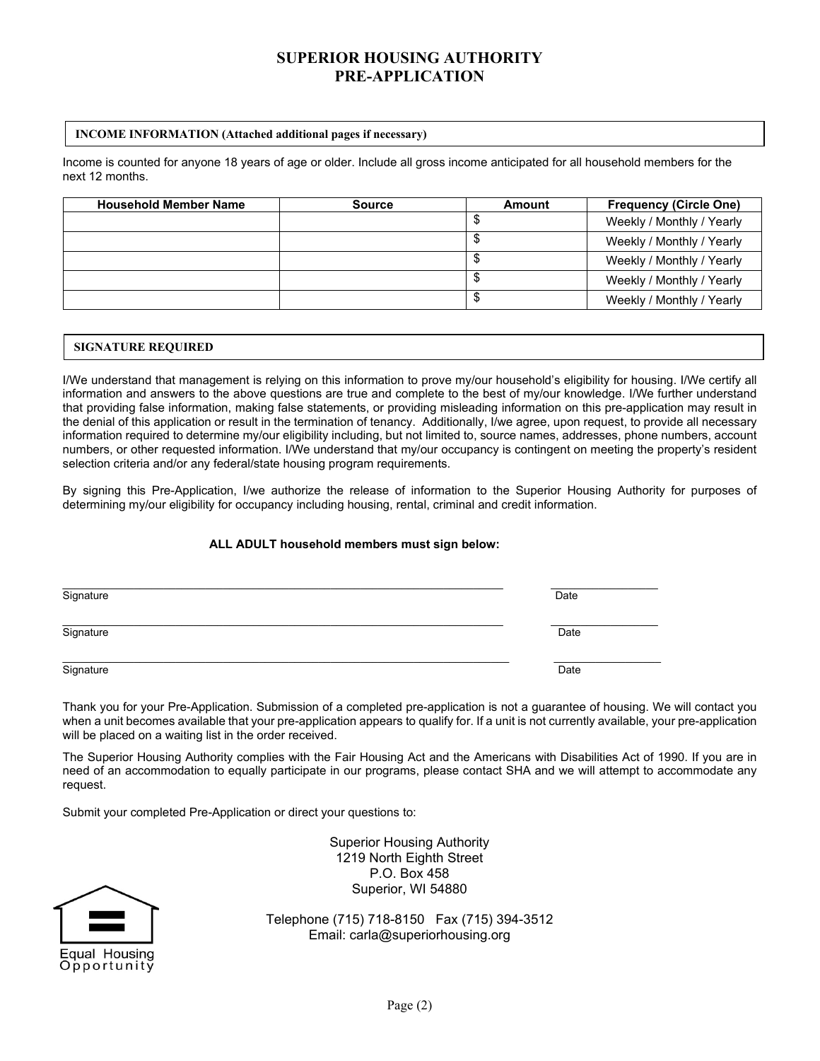# SUPERIOR HOUSING AUTHORITY
# PRE-APPLICATION

**INCOME INFORMATION (Attached additional pages if necessary)**

Income is counted for anyone 18 years of age or older. Include all gross income anticipated for all household members for the next 12 months.

| Household Member Name | Source | Amount | Frequency (Circle One) |
|---|---|---|---|
| | | $ | Weekly / Monthly / Yearly |
| | | $ | Weekly / Monthly / Yearly |
| | | $ | Weekly / Monthly / Yearly |
| | | $ | Weekly / Monthly / Yearly |
| | | $ | Weekly / Monthly / Yearly |

**SIGNATURE REQUIRED**

I/We understand that management is relying on this information to prove my/our household's eligibility for housing. I/We certify all information and answers to the above questions are true and complete to the best of my/our knowledge. I/We further understand that providing false information, making false statements, or providing misleading information on this pre-application may result in the denial of this application or result in the termination of tenancy. Additionally, I/we agree, upon request, to provide all necessary information required to determine my/our eligibility including, but not limited to, source names, addresses, phone numbers, account numbers, or other requested information. I/We understand that my/our occupancy is contingent on meeting the property's resident selection criteria and/or any federal/state housing program requirements.

By signing this Pre-Application, I/we authorize the release of information to the Superior Housing Authority for purposes of determining my/our eligibility for occupancy including housing, rental, criminal and credit information.

**ALL ADULT household members must sign below:**

Signature ____________________ Date __________

Signature ____________________ Date __________

Signature ____________________ Date __________

Thank you for your Pre-Application. Submission of a completed pre-application is not a guarantee of housing. We will contact you when a unit becomes available that your pre-application appears to qualify for. If a unit is not currently available, your pre-application will be placed on a waiting list in the order received.

The Superior Housing Authority complies with the Fair Housing Act and the Americans with Disabilities Act of 1990. If you are in need of an accommodation to equally participate in our programs, please contact SHA and we will attempt to accommodate any request.

Submit your completed Pre-Application or direct your questions to:

Superior Housing Authority
1219 North Eighth Street
P.O. Box 458
Superior, WI 54880

Telephone (715) 718-8150 Fax (715) 394-3512
Email: carla@superiorhousing.org

Equal Housing Opportunity